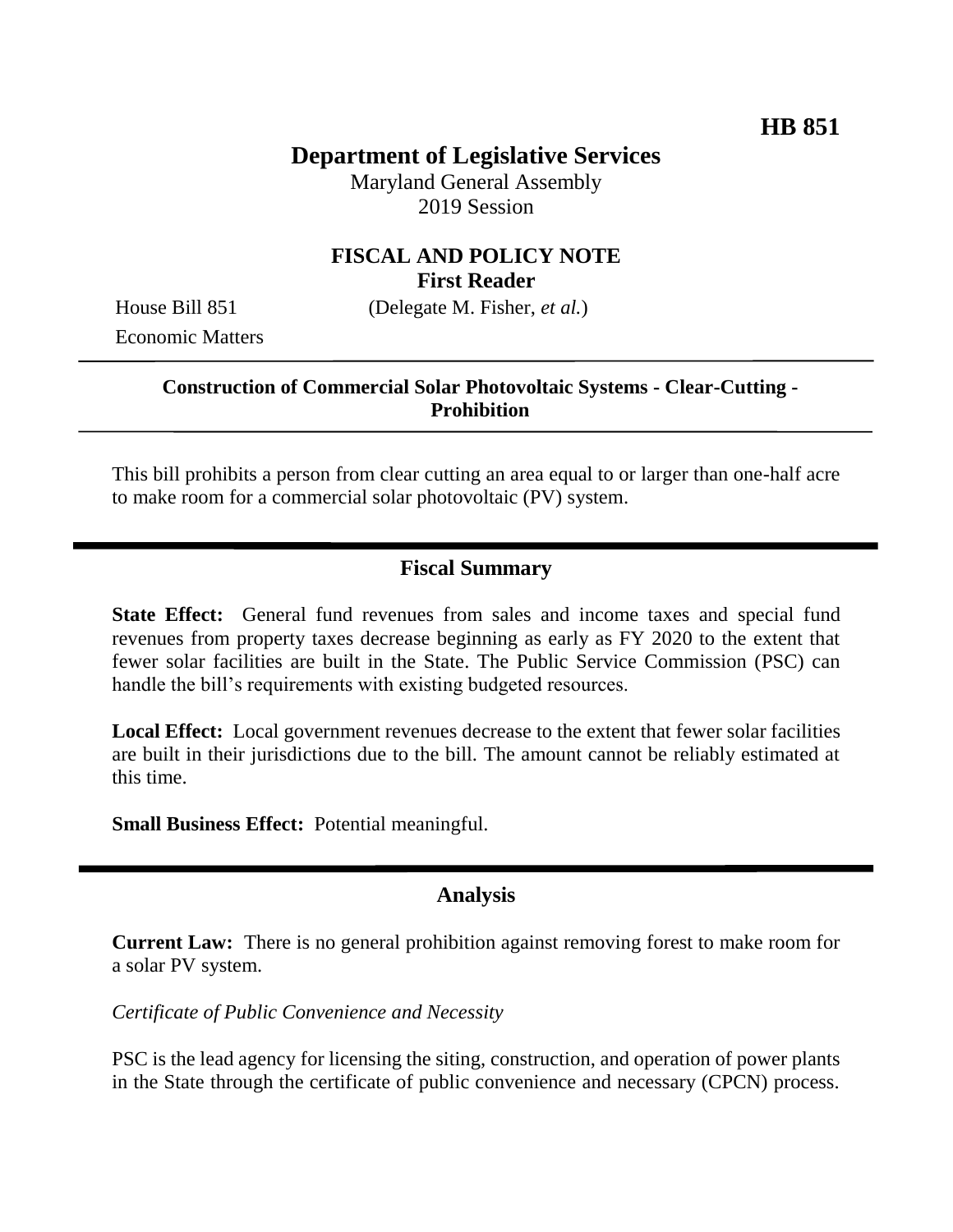**HB 851**

# Department of Legislative Services

Maryland General Assembly
2019 Session

## FISCAL AND POLICY NOTE
**First Reader**

House Bill 851 (Delegate M. Fisher, *et al.*)
Economic Matters

---

**Construction of Commercial Solar Photovoltaic Systems - Clear-Cutting - Prohibition**

---

This bill prohibits a person from clear cutting an area equal to or larger than one-half acre to make room for a commercial solar photovoltaic (PV) system.

## Fiscal Summary

**State Effect:** General fund revenues from sales and income taxes and special fund revenues from property taxes decrease beginning as early as FY 2020 to the extent that fewer solar facilities are built in the State. The Public Service Commission (PSC) can handle the bill's requirements with existing budgeted resources.

**Local Effect:** Local government revenues decrease to the extent that fewer solar facilities are built in their jurisdictions due to the bill. The amount cannot be reliably estimated at this time.

**Small Business Effect:** Potential meaningful.

## Analysis

**Current Law:** There is no general prohibition against removing forest to make room for a solar PV system.

*Certificate of Public Convenience and Necessity*

PSC is the lead agency for licensing the siting, construction, and operation of power plants in the State through the certificate of public convenience and necessary (CPCN) process.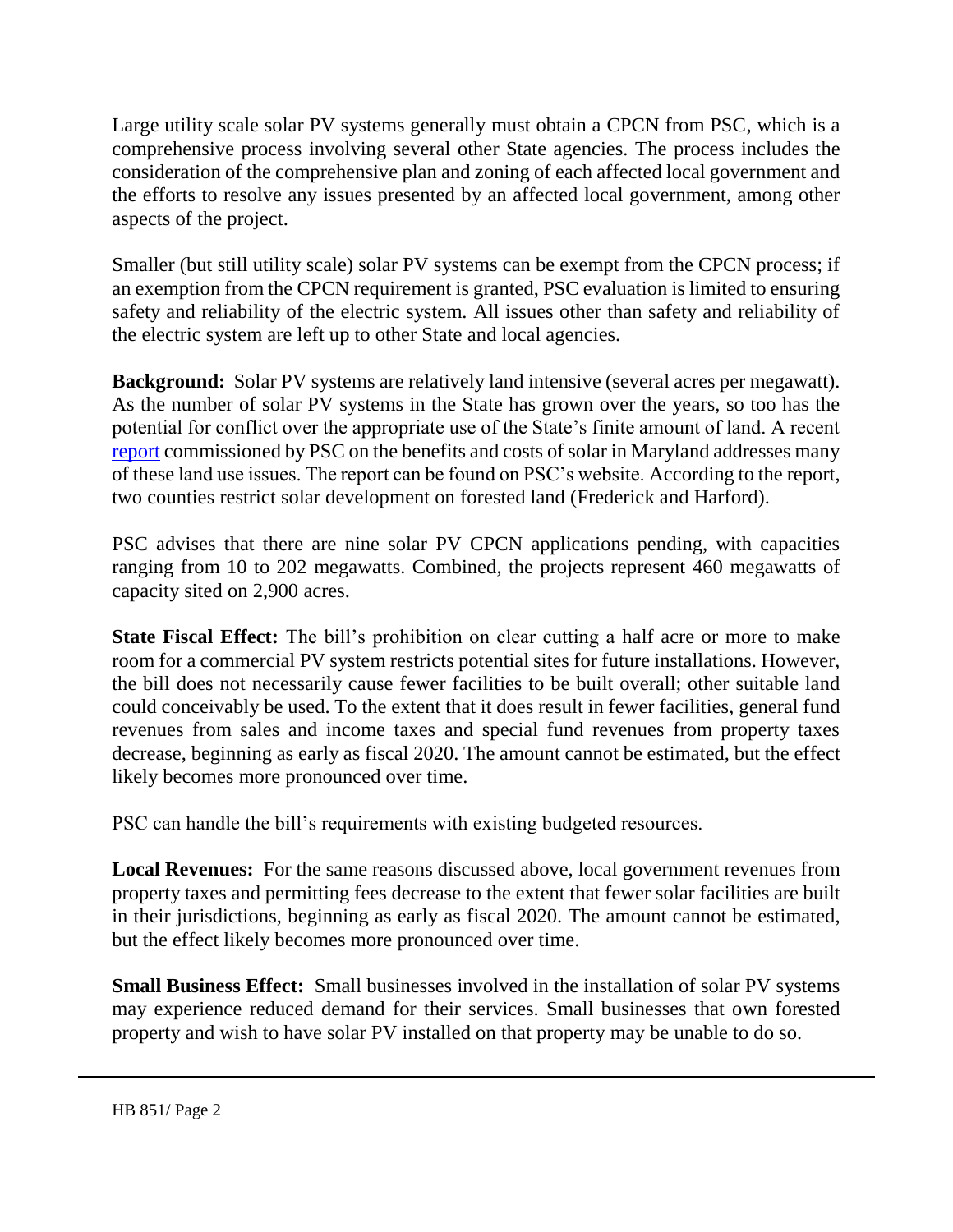Large utility scale solar PV systems generally must obtain a CPCN from PSC, which is a comprehensive process involving several other State agencies. The process includes the consideration of the comprehensive plan and zoning of each affected local government and the efforts to resolve any issues presented by an affected local government, among other aspects of the project.

Smaller (but still utility scale) solar PV systems can be exempt from the CPCN process; if an exemption from the CPCN requirement is granted, PSC evaluation is limited to ensuring safety and reliability of the electric system. All issues other than safety and reliability of the electric system are left up to other State and local agencies.

**Background:** Solar PV systems are relatively land intensive (several acres per megawatt). As the number of solar PV systems in the State has grown over the years, so too has the potential for conflict over the appropriate use of the State's finite amount of land. A recent report commissioned by PSC on the benefits and costs of solar in Maryland addresses many of these land use issues. The report can be found on PSC's website. According to the report, two counties restrict solar development on forested land (Frederick and Harford).

PSC advises that there are nine solar PV CPCN applications pending, with capacities ranging from 10 to 202 megawatts. Combined, the projects represent 460 megawatts of capacity sited on 2,900 acres.

**State Fiscal Effect:** The bill's prohibition on clear cutting a half acre or more to make room for a commercial PV system restricts potential sites for future installations. However, the bill does not necessarily cause fewer facilities to be built overall; other suitable land could conceivably be used. To the extent that it does result in fewer facilities, general fund revenues from sales and income taxes and special fund revenues from property taxes decrease, beginning as early as fiscal 2020. The amount cannot be estimated, but the effect likely becomes more pronounced over time.

PSC can handle the bill's requirements with existing budgeted resources.

**Local Revenues:** For the same reasons discussed above, local government revenues from property taxes and permitting fees decrease to the extent that fewer solar facilities are built in their jurisdictions, beginning as early as fiscal 2020. The amount cannot be estimated, but the effect likely becomes more pronounced over time.

**Small Business Effect:** Small businesses involved in the installation of solar PV systems may experience reduced demand for their services. Small businesses that own forested property and wish to have solar PV installed on that property may be unable to do so.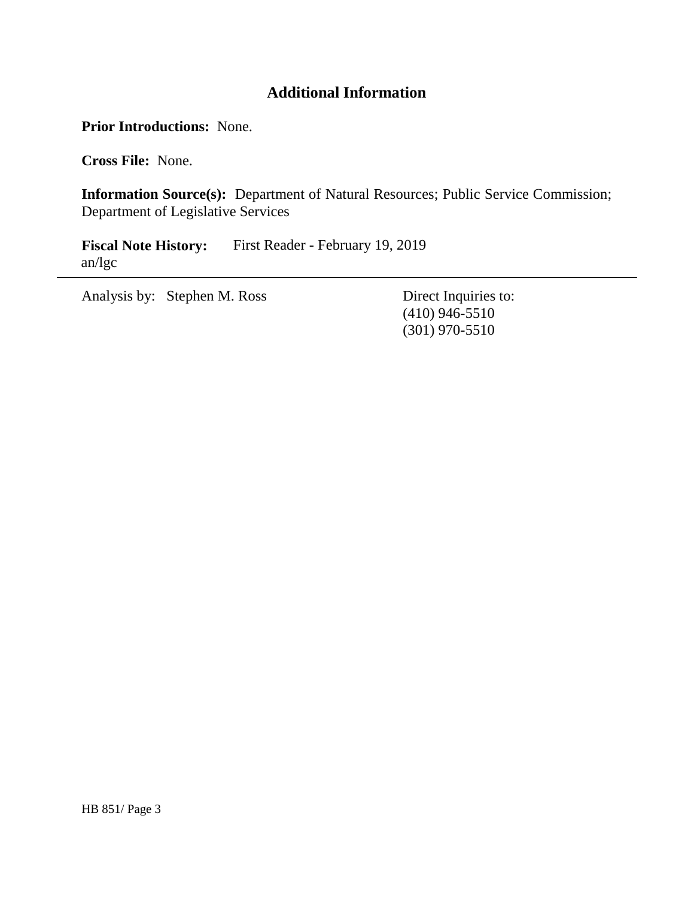## Additional Information

**Prior Introductions:** None.

**Cross File:** None.

**Information Source(s):** Department of Natural Resources; Public Service Commission; Department of Legislative Services

**Fiscal Note History:** First Reader - February 19, 2019
an/lgc

---

Analysis by: Stephen M. Ross

Direct Inquiries to:
(410) 946-5510
(301) 970-5510